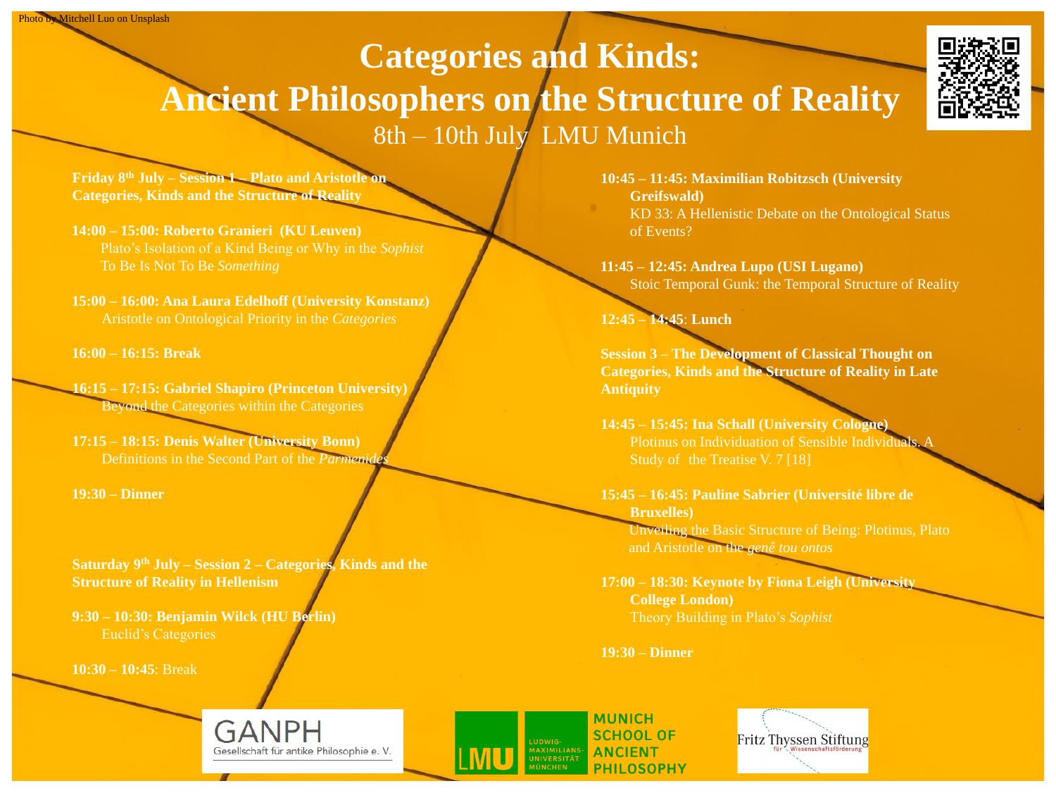Photo by Mitchell Luo on Unsplash

# Categories and Kinds: Ancient Philosophers on the Structure of Reality

8th – 10th July LMU Munich

**Friday 8th July – Session 1 – Plato and Aristotle on Categories, Kinds and the Structure of Reality**

**14:00 – 15:00: Roberto Granieri (KU Leuven)**
Plato's Isolation of a Kind Being or Why in the *Sophist* To Be Is Not To Be *Something*

**15:00 – 16:00: Ana Laura Edelhoff (University Konstanz)**
Aristotle on Ontological Priority in the *Categories*

**16:00 – 16:15: Break**

**16:15 – 17:15: Gabriel Shapiro (Princeton University)**
Beyond the Categories within the Categories

**17:15 – 18:15: Denis Walter (University Bonn)**
Definitions in the Second Part of the *Parmenides*

**19:30 – Dinner**

**Saturday 9th July – Session 2 – Categories, Kinds and the Structure of Reality in Hellenism**

**9:30 – 10:30: Benjamin Wilck (HU Berlin)**
Euclid's Categories

**10:30 – 10:45**: Break

**10:45 – 11:45: Maximilian Robitzsch (University Greifswald)**
KD 33: A Hellenistic Debate on the Ontological Status of Events?

**11:45 – 12:45: Andrea Lupo (USI Lugano)**
Stoic Temporal Gunk: the Temporal Structure of Reality

**12:45 – 14:45**: **Lunch**

**Session 3 – The Development of Classical Thought on Categories, Kinds and the Structure of Reality in Late Antiquity**

**14:45 – 15:45: Ina Schall (University Cologne)**
Plotinus on Individuation of Sensible Individuals. A Study of the Treatise V. 7 [18]

**15:45 – 16:45: Pauline Sabrier (Université libre de Bruxelles)**
Unveiling the Basic Structure of Being: Plotinus, Plato and Aristotle on the *genê tou ontos*

**17:00 – 18:30: Keynote by Fiona Leigh (University College London)**
Theory Building in Plato's *Sophist*

**19:30 – Dinner**

GANPH Gesellschaft für antike Philosophie e. V.

LMU Ludwig-Maximilians-Universität München — MUNICH SCHOOL OF ANCIENT PHILOSOPHY

Fritz Thyssen Stiftung für Wissenschaftsförderung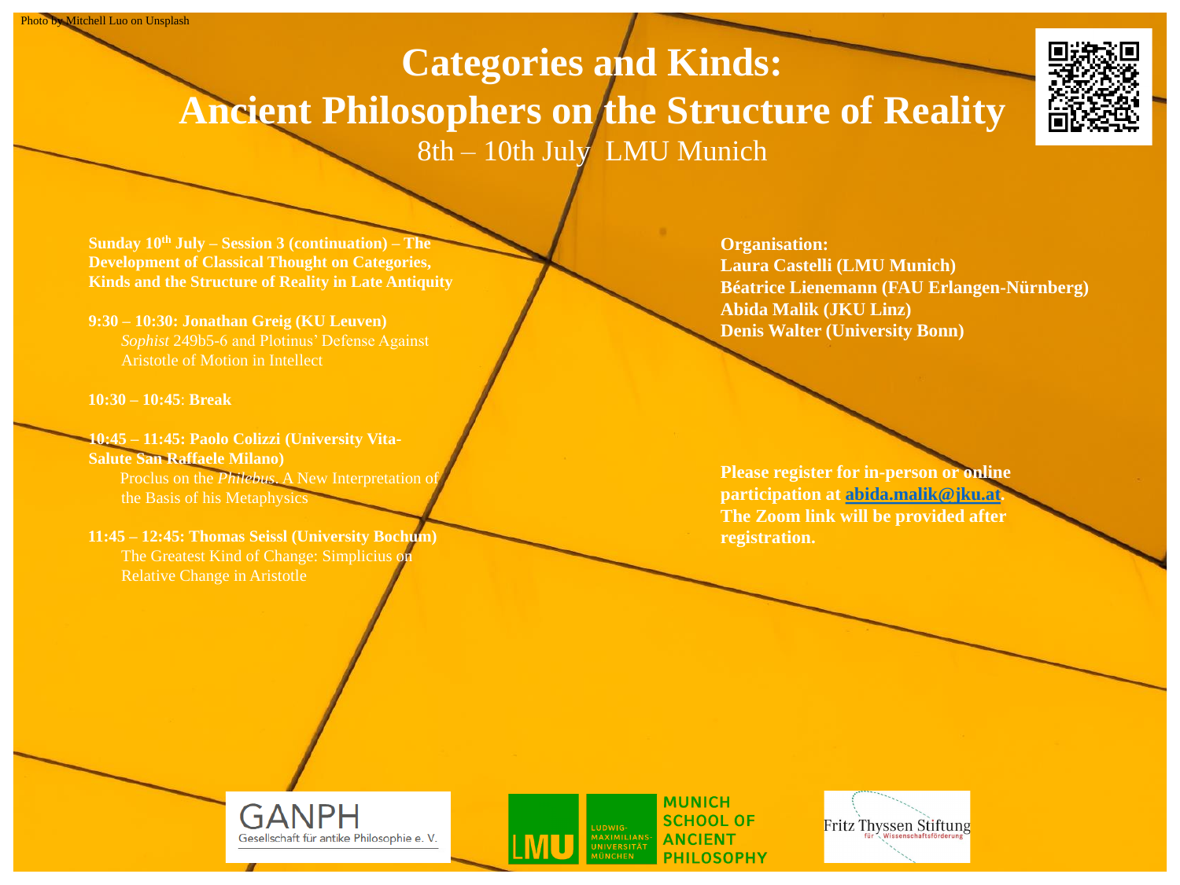Photo by Mitchell Luo on Unsplash

# Categories and Kinds: Ancient Philosophers on the Structure of Reality

8th – 10th July LMU Munich

**Sunday 10th July – Session 3 (continuation) – The Development of Classical Thought on Categories, Kinds and the Structure of Reality in Late Antiquity**

**9:30 – 10:30: Jonathan Greig (KU Leuven)**
*Sophist* 249b5-6 and Plotinus' Defense Against Aristotle of Motion in Intellect

**10:30 – 10:45**: **Break**

**10:45 – 11:45: Paolo Colizzi (University Vita-Salute San Raffaele Milano)**
Proclus on the *Philebus*. A New Interpretation of the Basis of his Metaphysics

**11:45 – 12:45: Thomas Seissl (University Bochum)**
The Greatest Kind of Change: Simplicius on Relative Change in Aristotle

**Organisation:**
**Laura Castelli (LMU Munich)**
**Béatrice Lienemann (FAU Erlangen-Nürnberg)**
**Abida Malik (JKU Linz)**
**Denis Walter (University Bonn)**

**Please register for in-person or online participation at abida.malik@jku.at. The Zoom link will be provided after registration.**

GANPH Gesellschaft für antike Philosophie e. V.

LMU Ludwig-Maximilians-Universität München — MUNICH SCHOOL OF ANCIENT PHILOSOPHY

Fritz Thyssen Stiftung für Wissenschaftsförderung